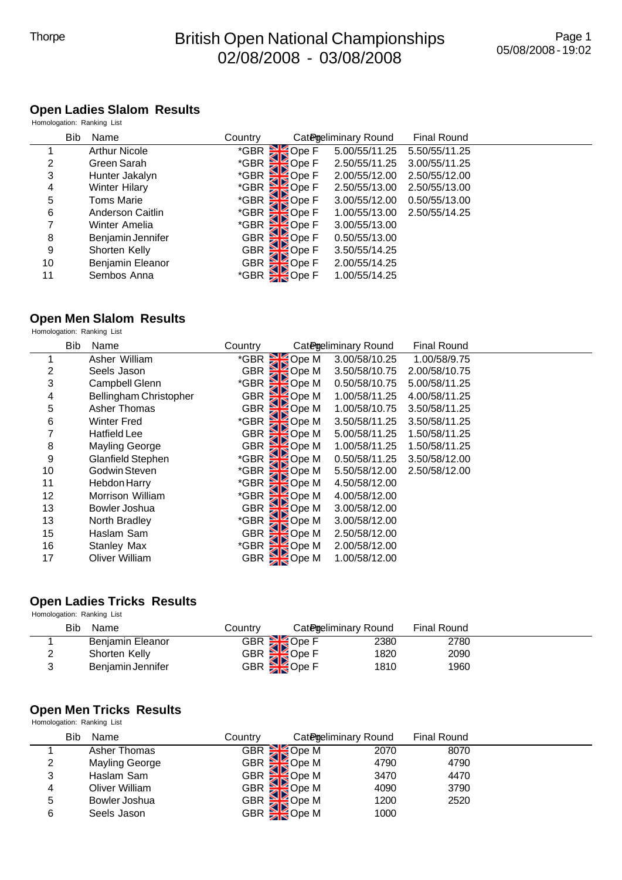# British Open National Championships

02/08/2008 - 03/08/2008

## Open Ladies Slalom Results

Homologation: Ranking List

| | Bib | Name | Country | Category | Preliminary Round | Final Round |
|---|---|---|---|---|---|---|
| 1 | | Arthur Nicole | *GBR | Ope F | 5.00/55/11.25 | 5.50/55/11.25 |
| 2 | | Green Sarah | *GBR | Ope F | 2.50/55/11.25 | 3.00/55/11.25 |
| 3 | | Hunter Jakalyn | *GBR | Ope F | 2.00/55/12.00 | 2.50/55/12.00 |
| 4 | | Winter Hilary | *GBR | Ope F | 2.50/55/13.00 | 2.50/55/13.00 |
| 5 | | Toms Marie | *GBR | Ope F | 3.00/55/12.00 | 0.50/55/13.00 |
| 6 | | Anderson Caitlin | *GBR | Ope F | 1.00/55/13.00 | 2.50/55/14.25 |
| 7 | | Winter Amelia | *GBR | Ope F | 3.00/55/13.00 | |
| 8 | | Benjamin Jennifer | GBR | Ope F | 0.50/55/13.00 | |
| 9 | | Shorten Kelly | GBR | Ope F | 3.50/55/14.25 | |
| 10 | | Benjamin Eleanor | GBR | Ope F | 2.00/55/14.25 | |
| 11 | | Sembos Anna | *GBR | Ope F | 1.00/55/14.25 | |

## Open Men Slalom Results

Homologation: Ranking List

| | Bib | Name | Country | Category | Preliminary Round | Final Round |
|---|---|---|---|---|---|---|
| 1 | | Asher William | *GBR | Ope M | 3.00/58/10.25 | 1.00/58/9.75 |
| 2 | | Seels Jason | GBR | Ope M | 3.50/58/10.75 | 2.00/58/10.75 |
| 3 | | Campbell Glenn | *GBR | Ope M | 0.50/58/10.75 | 5.00/58/11.25 |
| 4 | | Bellingham Christopher | GBR | Ope M | 1.00/58/11.25 | 4.00/58/11.25 |
| 5 | | Asher Thomas | GBR | Ope M | 1.00/58/10.75 | 3.50/58/11.25 |
| 6 | | Winter Fred | *GBR | Ope M | 3.50/58/11.25 | 3.50/58/11.25 |
| 7 | | Hatfield Lee | GBR | Ope M | 5.00/58/11.25 | 1.50/58/11.25 |
| 8 | | Mayling George | GBR | Ope M | 1.00/58/11.25 | 1.50/58/11.25 |
| 9 | | Glanfield Stephen | *GBR | Ope M | 0.50/58/11.25 | 3.50/58/12.00 |
| 10 | | Godwin Steven | *GBR | Ope M | 5.50/58/12.00 | 2.50/58/12.00 |
| 11 | | Hebdon Harry | *GBR | Ope M | 4.50/58/12.00 | |
| 12 | | Morrison William | *GBR | Ope M | 4.00/58/12.00 | |
| 13 | | Bowler Joshua | GBR | Ope M | 3.00/58/12.00 | |
| 13 | | North Bradley | *GBR | Ope M | 3.00/58/12.00 | |
| 15 | | Haslam Sam | GBR | Ope M | 2.50/58/12.00 | |
| 16 | | Stanley Max | *GBR | Ope M | 2.00/58/12.00 | |
| 17 | | Oliver William | GBR | Ope M | 1.00/58/12.00 | |

## Open Ladies Tricks Results

Homologation: Ranking List

| | Bib | Name | Country | Category | Preliminary Round | Final Round |
|---|---|---|---|---|---|---|
| 1 | | Benjamin Eleanor | GBR | Ope F | 2380 | 2780 |
| 2 | | Shorten Kelly | GBR | Ope F | 1820 | 2090 |
| 3 | | Benjamin Jennifer | GBR | Ope F | 1810 | 1960 |

## Open Men Tricks Results

Homologation: Ranking List

| | Bib | Name | Country | Category | Preliminary Round | Final Round |
|---|---|---|---|---|---|---|
| 1 | | Asher Thomas | GBR | Ope M | 2070 | 8070 |
| 2 | | Mayling George | GBR | Ope M | 4790 | 4790 |
| 3 | | Haslam Sam | GBR | Ope M | 3470 | 4470 |
| 4 | | Oliver William | GBR | Ope M | 4090 | 3790 |
| 5 | | Bowler Joshua | GBR | Ope M | 1200 | 2520 |
| 6 | | Seels Jason | GBR | Ope M | 1000 | |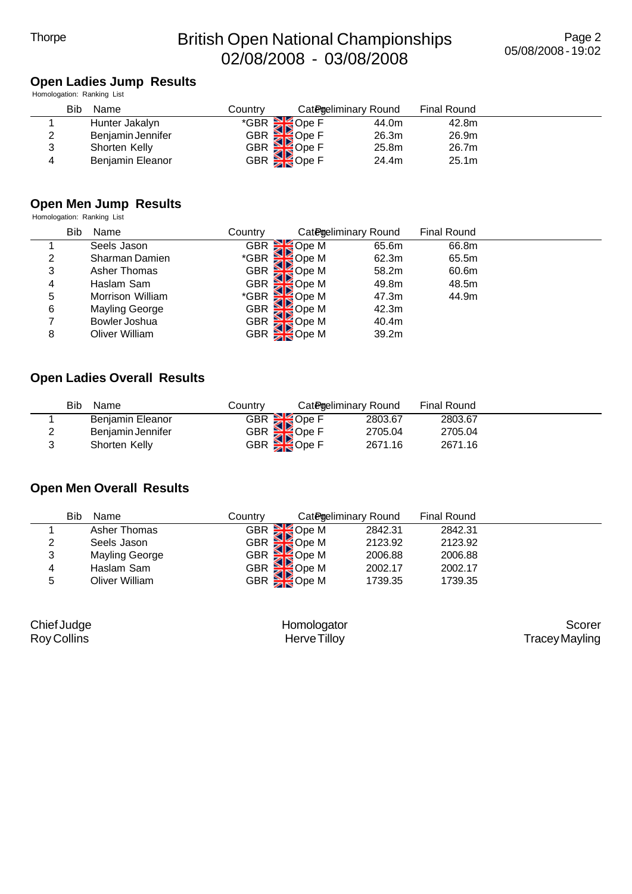## Open Ladies Jump Results

Homologation: Ranking List

| | Bib | Name | Country | Category | Preliminary Round | Final Round |
|---|---|---|---|---|---|---|
| 1 | | Hunter Jakalyn | *GBR | Ope F | 44.0m | 42.8m |
| 2 | | Benjamin Jennifer | GBR | Ope F | 26.3m | 26.9m |
| 3 | | Shorten Kelly | GBR | Ope F | 25.8m | 26.7m |
| 4 | | Benjamin Eleanor | GBR | Ope F | 24.4m | 25.1m |

## Open Men Jump Results

Homologation: Ranking List

| | Bib | Name | Country | Category | Preliminary Round | Final Round |
|---|---|---|---|---|---|---|
| 1 | | Seels Jason | GBR | Ope M | 65.6m | 66.8m |
| 2 | | Sharman Damien | *GBR | Ope M | 62.3m | 65.5m |
| 3 | | Asher Thomas | GBR | Ope M | 58.2m | 60.6m |
| 4 | | Haslam Sam | GBR | Ope M | 49.8m | 48.5m |
| 5 | | Morrison William | *GBR | Ope M | 47.3m | 44.9m |
| 6 | | Mayling George | GBR | Ope M | 42.3m | |
| 7 | | Bowler Joshua | GBR | Ope M | 40.4m | |
| 8 | | Oliver William | GBR | Ope M | 39.2m | |

## Open Ladies Overall Results

| | Bib | Name | Country | Category | Preliminary Round | Final Round |
|---|---|---|---|---|---|---|
| 1 | | Benjamin Eleanor | GBR | Ope F | 2803.67 | 2803.67 |
| 2 | | Benjamin Jennifer | GBR | Ope F | 2705.04 | 2705.04 |
| 3 | | Shorten Kelly | GBR | Ope F | 2671.16 | 2671.16 |

## Open Men Overall Results

| | Bib | Name | Country | Category | Preliminary Round | Final Round |
|---|---|---|---|---|---|---|
| 1 | | Asher Thomas | GBR | Ope M | 2842.31 | 2842.31 |
| 2 | | Seels Jason | GBR | Ope M | 2123.92 | 2123.92 |
| 3 | | Mayling George | GBR | Ope M | 2006.88 | 2006.88 |
| 4 | | Haslam Sam | GBR | Ope M | 2002.17 | 2002.17 |
| 5 | | Oliver William | GBR | Ope M | 1739.35 | 1739.35 |

Chief Judge
Roy Collins

Homologator
Herve Tilloy

Scorer
Tracey Mayling